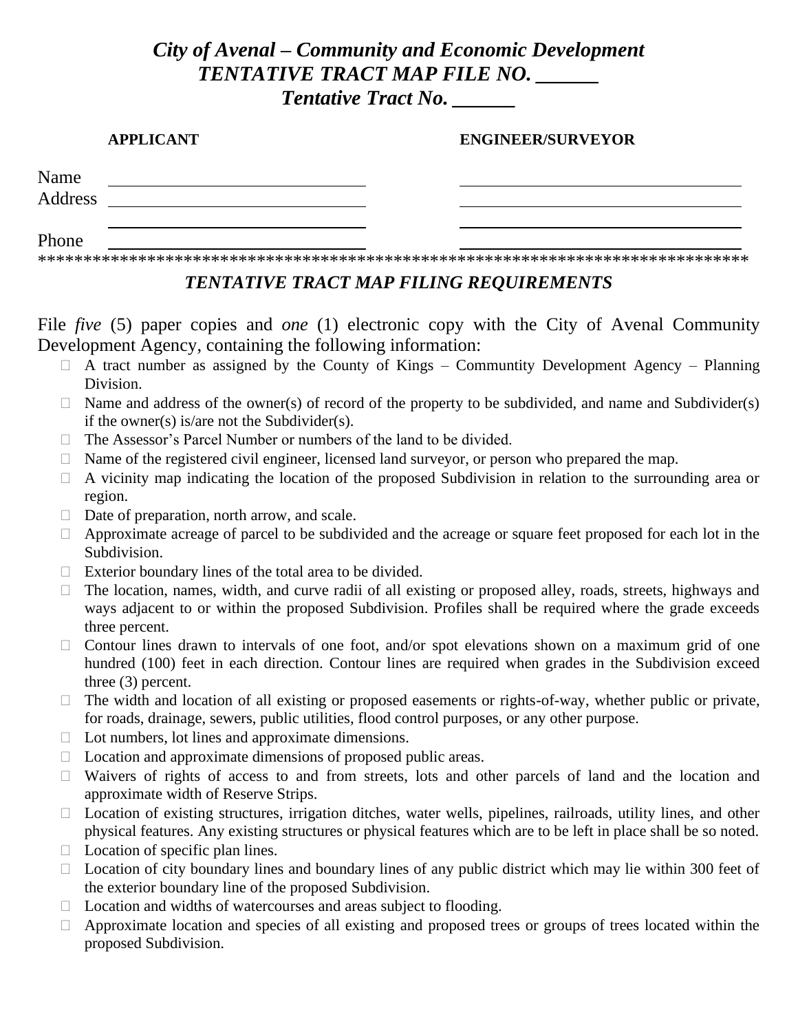# *City of Avenal – Community and Economic Development*
# *TENTATIVE TRACT MAP FILE NO. ______*
# *Tentative Tract No. ______*

| | **APPLICANT** | **ENGINEER/SURVEYOR** |
|---|---|---|
| Name | ______________________________ | ______________________________ |
| Address | ______________________________ | ______________________________ |
| | ______________________________ | ______________________________ |
| Phone | ______________________________ | ______________________________ |

*******************************************************************************

## *TENTATIVE TRACT MAP FILING REQUIREMENTS*

File *five* (5) paper copies and *one* (1) electronic copy with the City of Avenal Community Development Agency, containing the following information:

- ☐ A tract number as assigned by the County of Kings – Communtity Development Agency – Planning Division.
- ☐ Name and address of the owner(s) of record of the property to be subdivided, and name and Subdivider(s) if the owner(s) is/are not the Subdivider(s).
- ☐ The Assessor's Parcel Number or numbers of the land to be divided.
- ☐ Name of the registered civil engineer, licensed land surveyor, or person who prepared the map.
- ☐ A vicinity map indicating the location of the proposed Subdivision in relation to the surrounding area or region.
- ☐ Date of preparation, north arrow, and scale.
- ☐ Approximate acreage of parcel to be subdivided and the acreage or square feet proposed for each lot in the Subdivision.
- ☐ Exterior boundary lines of the total area to be divided.
- ☐ The location, names, width, and curve radii of all existing or proposed alley, roads, streets, highways and ways adjacent to or within the proposed Subdivision. Profiles shall be required where the grade exceeds three percent.
- ☐ Contour lines drawn to intervals of one foot, and/or spot elevations shown on a maximum grid of one hundred (100) feet in each direction. Contour lines are required when grades in the Subdivision exceed three (3) percent.
- ☐ The width and location of all existing or proposed easements or rights-of-way, whether public or private, for roads, drainage, sewers, public utilities, flood control purposes, or any other purpose.
- ☐ Lot numbers, lot lines and approximate dimensions.
- ☐ Location and approximate dimensions of proposed public areas.
- ☐ Waivers of rights of access to and from streets, lots and other parcels of land and the location and approximate width of Reserve Strips.
- ☐ Location of existing structures, irrigation ditches, water wells, pipelines, railroads, utility lines, and other physical features. Any existing structures or physical features which are to be left in place shall be so noted.
- ☐ Location of specific plan lines.
- ☐ Location of city boundary lines and boundary lines of any public district which may lie within 300 feet of the exterior boundary line of the proposed Subdivision.
- ☐ Location and widths of watercourses and areas subject to flooding.
- ☐ Approximate location and species of all existing and proposed trees or groups of trees located within the proposed Subdivision.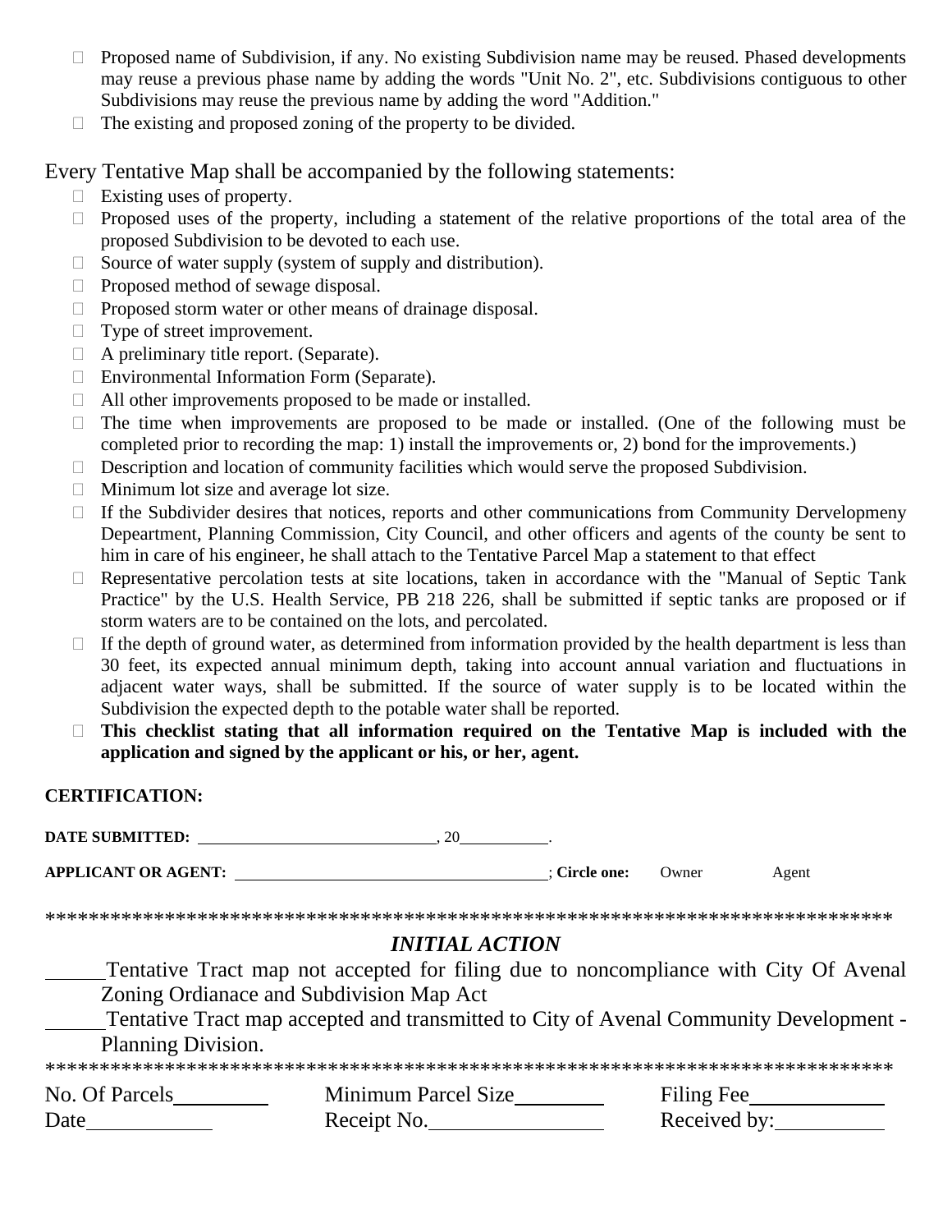- ☐ Proposed name of Subdivision, if any. No existing Subdivision name may be reused. Phased developments may reuse a previous phase name by adding the words "Unit No. 2", etc. Subdivisions contiguous to other Subdivisions may reuse the previous name by adding the word "Addition."
- ☐ The existing and proposed zoning of the property to be divided.

Every Tentative Map shall be accompanied by the following statements:

- ☐ Existing uses of property.
- ☐ Proposed uses of the property, including a statement of the relative proportions of the total area of the proposed Subdivision to be devoted to each use.
- ☐ Source of water supply (system of supply and distribution).
- ☐ Proposed method of sewage disposal.
- ☐ Proposed storm water or other means of drainage disposal.
- ☐ Type of street improvement.
- ☐ A preliminary title report. (Separate).
- ☐ Environmental Information Form (Separate).
- ☐ All other improvements proposed to be made or installed.
- ☐ The time when improvements are proposed to be made or installed. (One of the following must be completed prior to recording the map: 1) install the improvements or, 2) bond for the improvements.)
- ☐ Description and location of community facilities which would serve the proposed Subdivision.
- ☐ Minimum lot size and average lot size.
- ☐ If the Subdivider desires that notices, reports and other communications from Community Dervelopmeny Depeartment, Planning Commission, City Council, and other officers and agents of the county be sent to him in care of his engineer, he shall attach to the Tentative Parcel Map a statement to that effect
- ☐ Representative percolation tests at site locations, taken in accordance with the "Manual of Septic Tank Practice" by the U.S. Health Service, PB 218 226, shall be submitted if septic tanks are proposed or if storm waters are to be contained on the lots, and percolated.
- ☐ If the depth of ground water, as determined from information provided by the health department is less than 30 feet, its expected annual minimum depth, taking into account annual variation and fluctuations in adjacent water ways, shall be submitted. If the source of water supply is to be located within the Subdivision the expected depth to the potable water shall be reported.
- ☐ **This checklist stating that all information required on the Tentative Map is included with the application and signed by the applicant or his, or her, agent.**

**CERTIFICATION:**

**DATE SUBMITTED:** ______________________________, 20___________.

**APPLICANT OR AGENT:** ________________________________________; **Circle one:** Owner Agent

*******************************************************************************

***INITIAL ACTION***

______Tentative Tract map not accepted for filing due to noncompliance with City Of Avenal Zoning Ordianace and Subdivision Map Act

______Tentative Tract map accepted and transmitted to City of Avenal Community Development - Planning Division.

*******************************************************************************

No. Of Parcels_________ Minimum Parcel Size_________ Filing Fee_____________

Date____________ Receipt No.________________ Received by:__________